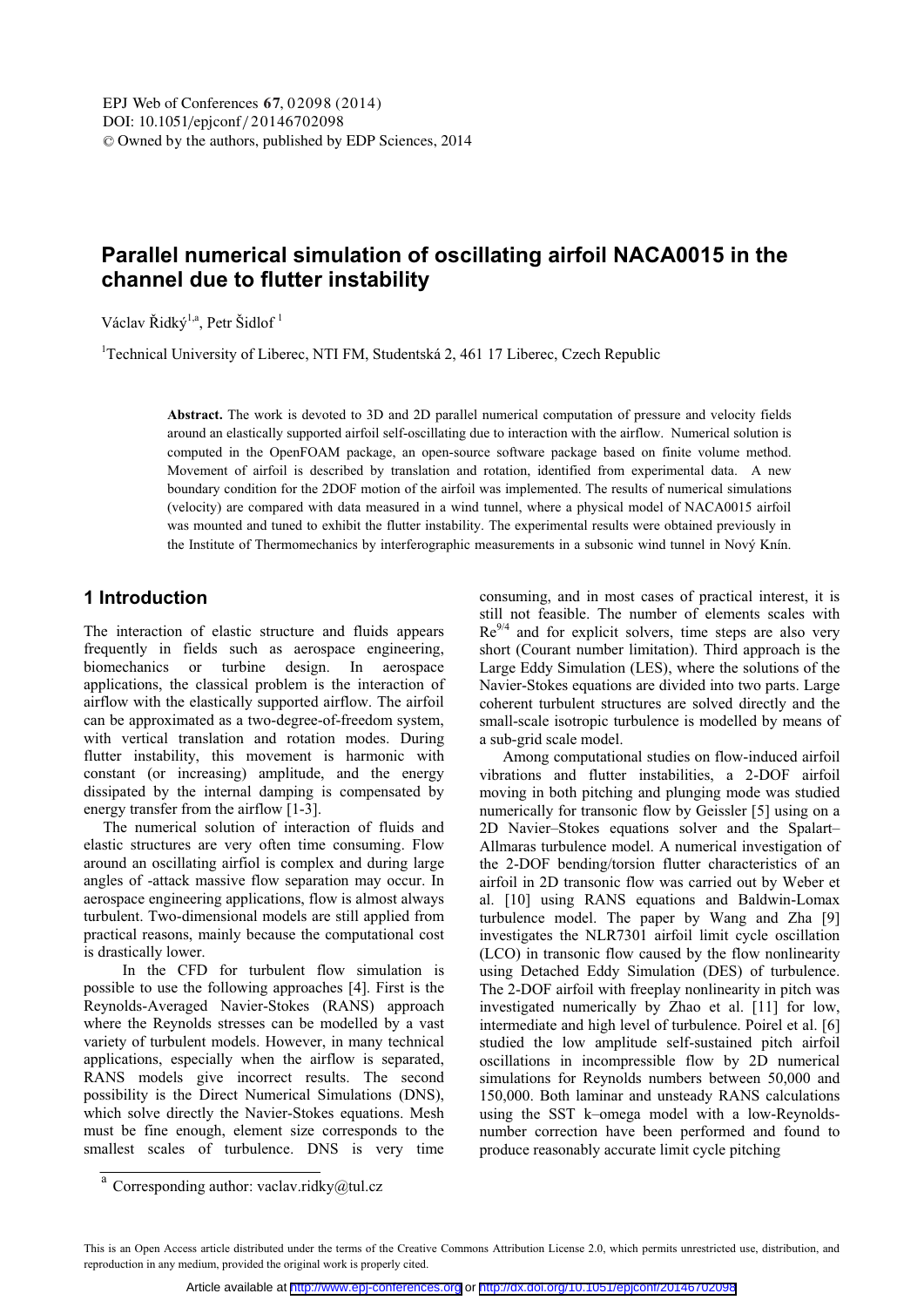# Parallel numerical simulation of oscillating airfoil NACA0015 in the channel due to flutter instability

Václav Řidký[1,a], Petr Šidlof [1]

[1]Technical University of Liberec, NTI FM, Studentská 2, 461 17 Liberec, Czech Republic

**Abstract.** The work is devoted to 3D and 2D parallel numerical computation of pressure and velocity fields around an elastically supported airfoil self-oscillating due to interaction with the airflow. Numerical solution is computed in the OpenFOAM package, an open-source software package based on finite volume method. Movement of airfoil is described by translation and rotation, identified from experimental data. A new boundary condition for the 2DOF motion of the airfoil was implemented. The results of numerical simulations (velocity) are compared with data measured in a wind tunnel, where a physical model of NACA0015 airfoil was mounted and tuned to exhibit the flutter instability. The experimental results were obtained previously in the Institute of Thermomechanics by interferographic measurements in a subsonic wind tunnel in Nový Knín.

## 1 Introduction

The interaction of elastic structure and fluids appears frequently in fields such as aerospace engineering, biomechanics or turbine design. In aerospace applications, the classical problem is the interaction of airflow with the elastically supported airflow. The airfoil can be approximated as a two-degree-of-freedom system, with vertical translation and rotation modes. During flutter instability, this movement is harmonic with constant (or increasing) amplitude, and the energy dissipated by the internal damping is compensated by energy transfer from the airflow [1-3].

The numerical solution of interaction of fluids and elastic structures are very often time consuming. Flow around an oscillating airfoil is complex and during large angles of -attack massive flow separation may occur. In aerospace engineering applications, flow is almost always turbulent. Two-dimensional models are still applied from practical reasons, mainly because the computational cost is drastically lower.

In the CFD for turbulent flow simulation is possible to use the following approaches [4]. First is the Reynolds-Averaged Navier-Stokes (RANS) approach where the Reynolds stresses can be modelled by a vast variety of turbulent models. However, in many technical applications, especially when the airflow is separated, RANS models give incorrect results. The second possibility is the Direct Numerical Simulations (DNS), which solve directly the Navier-Stokes equations. Mesh must be fine enough, element size corresponds to the smallest scales of turbulence. DNS is very time consuming, and in most cases of practical interest, it is still not feasible. The number of elements scales with $Re^{9/4}$ and for explicit solvers, time steps are also very short (Courant number limitation). Third approach is the Large Eddy Simulation (LES), where the solutions of the Navier-Stokes equations are divided into two parts. Large coherent turbulent structures are solved directly and the small-scale isotropic turbulence is modelled by means of a sub-grid scale model.

Among computational studies on flow-induced airfoil vibrations and flutter instabilities, a 2-DOF airfoil moving in both pitching and plunging mode was studied numerically for transonic flow by Geissler [5] using on a 2D Navier–Stokes equations solver and the Spalart–Allmaras turbulence model. A numerical investigation of the 2-DOF bending/torsion flutter characteristics of an airfoil in 2D transonic flow was carried out by Weber et al. [10] using RANS equations and Baldwin-Lomax turbulence model. The paper by Wang and Zha [9] investigates the NLR7301 airfoil limit cycle oscillation (LCO) in transonic flow caused by the flow nonlinearity using Detached Eddy Simulation (DES) of turbulence. The 2-DOF airfoil with freeplay nonlinearity in pitch was investigated numerically by Zhao et al. [11] for low, intermediate and high level of turbulence. Poirel et al. [6] studied the low amplitude self-sustained pitch airfoil oscillations in incompressible flow by 2D numerical simulations for Reynolds numbers between 50,000 and 150,000. Both laminar and unsteady RANS calculations using the SST k–omega model with a low-Reynolds-number correction have been performed and found to produce reasonably accurate limit cycle pitching

[a] Corresponding author: vaclav.ridky@tul.cz

This is an Open Access article distributed under the terms of the Creative Commons Attribution License 2.0, which permits unrestricted use, distribution, and reproduction in any medium, provided the original work is properly cited.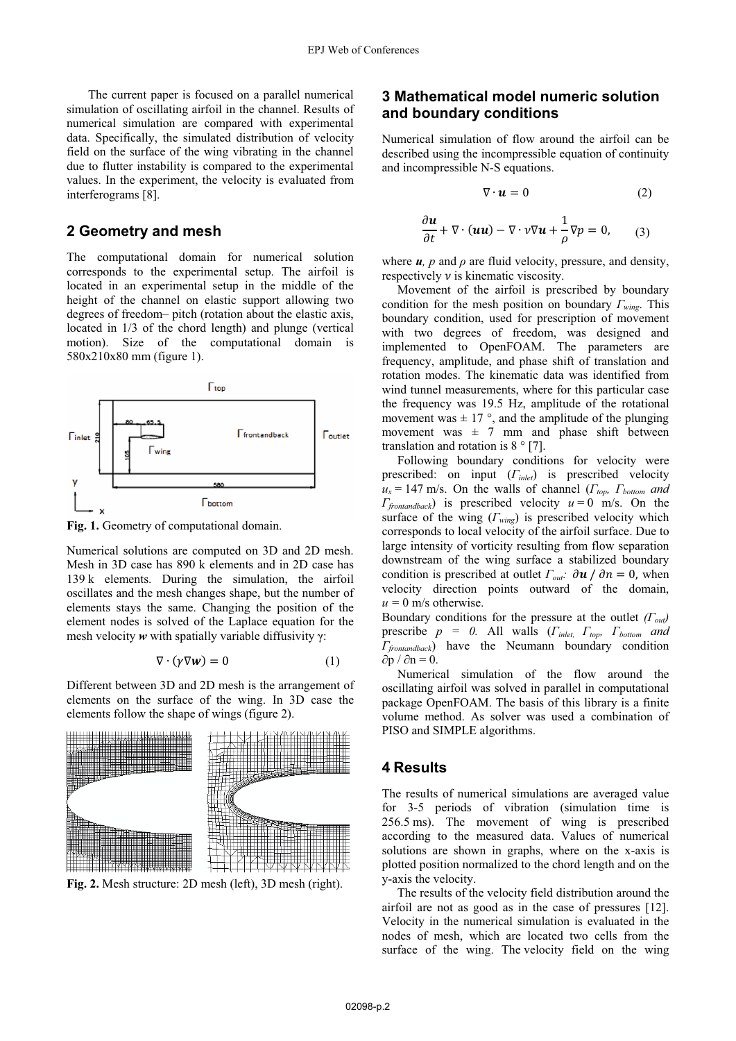The current paper is focused on a parallel numerical simulation of oscillating airfoil in the channel. Results of numerical simulation are compared with experimental data. Specifically, the simulated distribution of velocity field on the surface of the wing vibrating in the channel due to flutter instability is compared to the experimental values. In the experiment, the velocity is evaluated from interferograms [8].

## 2 Geometry and mesh

The computational domain for numerical solution corresponds to the experimental setup. The airfoil is located in an experimental setup in the middle of the height of the channel on elastic support allowing two degrees of freedom– pitch (rotation about the elastic axis, located in 1/3 of the chord length) and plunge (vertical motion). Size of the computational domain is 580x210x80 mm (figure 1).

**Fig. 1.** Geometry of computational domain.

Numerical solutions are computed on 3D and 2D mesh. Mesh in 3D case has 890 k elements and in 2D case has 139 k elements. During the simulation, the airfoil oscillates and the mesh changes shape, but the number of elements stays the same. Changing the position of the element nodes is solved of the Laplace equation for the mesh velocity $\boldsymbol{w}$ with spatially variable diffusivity $\gamma$:

$$\nabla \cdot (\gamma \nabla \boldsymbol{w}) = 0 \tag{1}$$

Different between 3D and 2D mesh is the arrangement of elements on the surface of the wing. In 3D case the elements follow the shape of wings (figure 2).

**Fig. 2.** Mesh structure: 2D mesh (left), 3D mesh (right).

## 3 Mathematical model numeric solution and boundary conditions

Numerical simulation of flow around the airfoil can be described using the incompressible equation of continuity and incompressible N-S equations.

$$\nabla \cdot \boldsymbol{u} = 0 \tag{2}$$

$$\frac{\partial \boldsymbol{u}}{\partial t} + \nabla \cdot (\boldsymbol{u}\boldsymbol{u}) - \nabla \cdot \nu \nabla \boldsymbol{u} + \frac{1}{\rho} \nabla p = 0, \tag{3}$$

where $\boldsymbol{u}$, $p$ and $\rho$ are fluid velocity, pressure, and density, respectively $\nu$ is kinematic viscosity.

Movement of the airfoil is prescribed by boundary condition for the mesh position on boundary $\Gamma_{wing}$. This boundary condition, used for prescription of movement with two degrees of freedom, was designed and implemented to OpenFOAM. The parameters are frequency, amplitude, and phase shift of translation and rotation modes. The kinematic data was identified from wind tunnel measurements, where for this particular case the frequency was 19.5 Hz, amplitude of the rotational movement was ± 17 °, and the amplitude of the plunging movement was ± 7 mm and phase shift between translation and rotation is 8 ° [7].

Following boundary conditions for velocity were prescribed: on input ($\Gamma_{inlet}$) is prescribed velocity $u_x = 147$ m/s. On the walls of channel ($\Gamma_{top}$, $\Gamma_{bottom}$ *and* $\Gamma_{frontandback}$) is prescribed velocity $u = 0$ m/s. On the surface of the wing ($\Gamma_{wing}$) is prescribed velocity which corresponds to local velocity of the airfoil surface. Due to large intensity of vorticity resulting from flow separation downstream of the wing surface a stabilized boundary condition is prescribed at outlet $\Gamma_{out}$: $\partial \boldsymbol{u} / \partial n = 0$, when velocity direction points outward of the domain, $u = 0$ m/s otherwise.

Boundary conditions for the pressure at the outlet ($\Gamma_{out}$) prescribe $p = 0$. All walls ($\Gamma_{inlet}$, $\Gamma_{top}$, $\Gamma_{bottom}$ *and* $\Gamma_{frontandback}$) have the Neumann boundary condition $\partial p / \partial n = 0$.

Numerical simulation of the flow around the oscillating airfoil was solved in parallel in computational package OpenFOAM. The basis of this library is a finite volume method. As solver was used a combination of PISO and SIMPLE algorithms.

## 4 Results

The results of numerical simulations are averaged value for 3-5 periods of vibration (simulation time is 256.5 ms). The movement of wing is prescribed according to the measured data. Values of numerical solutions are shown in graphs, where on the x-axis is plotted position normalized to the chord length and on the y-axis the velocity.

The results of the velocity field distribution around the airfoil are not as good as in the case of pressures [12]. Velocity in the numerical simulation is evaluated in the nodes of mesh, which are located two cells from the surface of the wing. The velocity field on the wing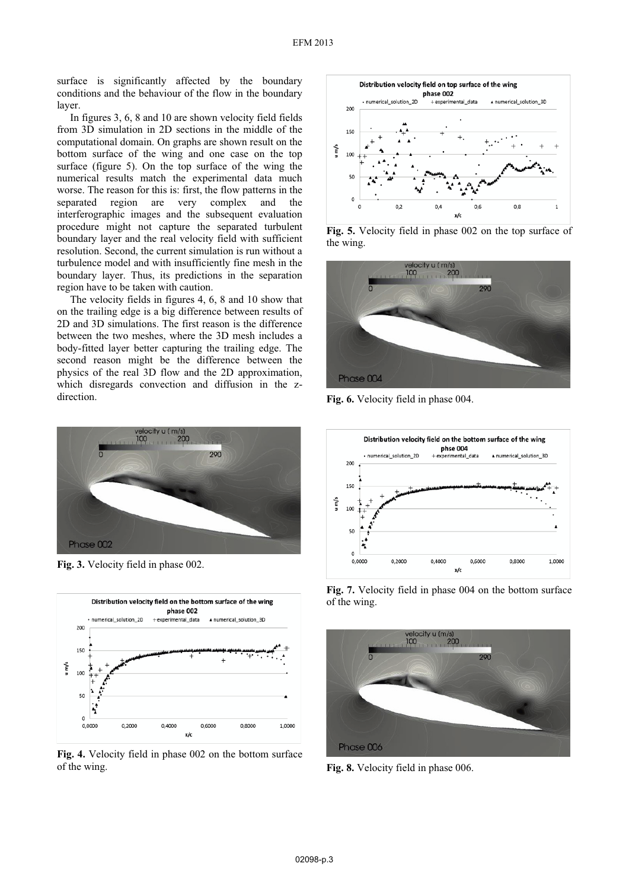surface is significantly affected by the boundary conditions and the behaviour of the flow in the boundary layer.

In figures 3, 6, 8 and 10 are shown velocity field fields from 3D simulation in 2D sections in the middle of the computational domain. On graphs are shown result on the bottom surface of the wing and one case on the top surface (figure 5). On the top surface of the wing the numerical results match the experimental data much worse. The reason for this is: first, the flow patterns in the separated region are very complex and the interferographic images and the subsequent evaluation procedure might not capture the separated turbulent boundary layer and the real velocity field with sufficient resolution. Second, the current simulation is run without a turbulence model and with insufficiently fine mesh in the boundary layer. Thus, its predictions in the separation region have to be taken with caution.

The velocity fields in figures 4, 6, 8 and 10 show that on the trailing edge is a big difference between results of 2D and 3D simulations. The first reason is the difference between the two meshes, where the 3D mesh includes a body-fitted layer better capturing the trailing edge. The second reason might be the difference between the physics of the real 3D flow and the 2D approximation, which disregards convection and diffusion in the z-direction.

**Fig. 3.** Velocity field in phase 002.

**Fig. 4.** Velocity field in phase 002 on the bottom surface of the wing.

**Fig. 5.** Velocity field in phase 002 on the top surface of the wing.

**Fig. 6.** Velocity field in phase 004.

**Fig. 7.** Velocity field in phase 004 on the bottom surface of the wing.

**Fig. 8.** Velocity field in phase 006.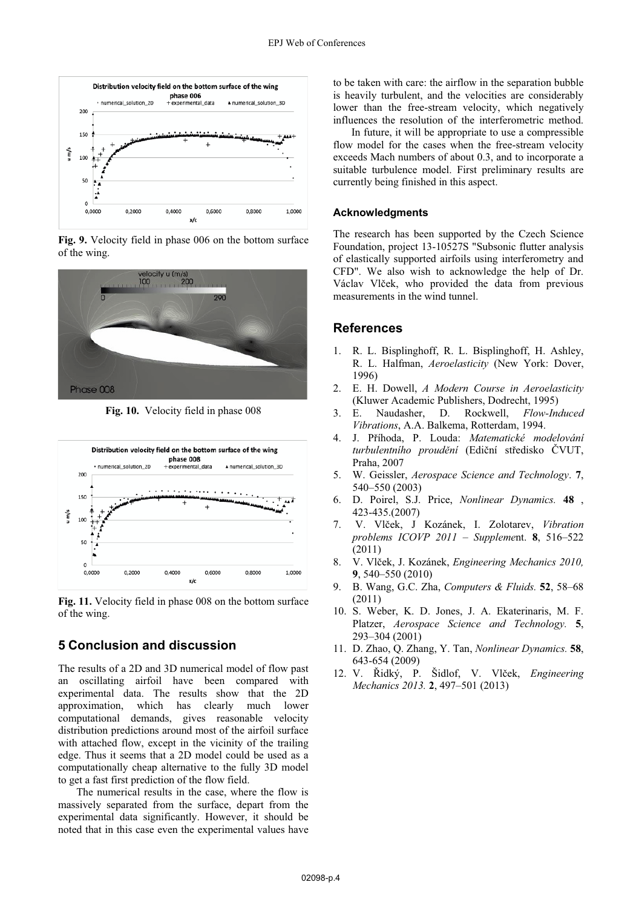Distribution velocity field on the bottom surface of the wing

phase 006

numerical_solution_2D + experimental_data ▲ numerical_solution_3D

u m/s

200
150
100
50
0

0,0000 0,2000 0,4000 0,6000 0,8000 1,0000

x/c

**Fig. 9.** Velocity field in phase 006 on the bottom surface of the wing.

velocity u (m/s)

100 200

0 290

Phase 008

**Fig. 10.** Velocity field in phase 008

Distribution velocity field on the bottom surface of the wing

phase 008

numerical_solution_2D + experimental_data ▲ numerical_solution_3D

u m/s

200
150
100
50
0

0,0000 0,2000 0,4000 0,6000 0,8000 1,0000

x/c

**Fig. 11.** Velocity field in phase 008 on the bottom surface of the wing.

## 5 Conclusion and discussion

The results of a 2D and 3D numerical model of flow past an oscillating airfoil have been compared with experimental data. The results show that the 2D approximation, which has clearly much lower computational demands, gives reasonable velocity distribution predictions around most of the airfoil surface with attached flow, except in the vicinity of the trailing edge. Thus it seems that a 2D model could be used as a computationally cheap alternative to the fully 3D model to get a fast first prediction of the flow field.

The numerical results in the case, where the flow is massively separated from the surface, depart from the experimental data significantly. However, it should be noted that in this case even the experimental values have to be taken with care: the airflow in the separation bubble is heavily turbulent, and the velocities are considerably lower than the free-stream velocity, which negatively influences the resolution of the interferometric method.

In future, it will be appropriate to use a compressible flow model for the cases when the free-stream velocity exceeds Mach numbers of about 0.3, and to incorporate a suitable turbulence model. First preliminary results are currently being finished in this aspect.

### Acknowledgments

The research has been supported by the Czech Science Foundation, project 13-10527S "Subsonic flutter analysis of elastically supported airfoils using interferometry and CFD". We also wish to acknowledge the help of Dr. Václav Vlček, who provided the data from previous measurements in the wind tunnel.

## References

1. R. L. Bisplinghoff, R. L. Bisplinghoff, H. Ashley, R. L. Halfman, *Aeroelasticity* (New York: Dover, 1996)
2. E. H. Dowell, *A Modern Course in Aeroelasticity* (Kluwer Academic Publishers, Dodrecht, 1995)
3. E. Naudasher, D. Rockwell, *Flow-Induced Vibrations*, A.A. Balkema, Rotterdam, 1994.
4. J. Příhoda, P. Louda: *Matematické modelování turbulentního proudění* (Ediční středisko ČVUT, Praha, 2007
5. W. Geissler, *Aerospace Science and Technology*. **7**, 540–550 (2003)
6. D. Poirel, S.J. Price, *Nonlinear Dynamics.* **48** , 423-435.(2007)
7. V. Vlček, J Kozánek, I. Zolotarev, *Vibration problems ICOVP 2011 – Supplement*. **8**, 516–522 (2011)
8. V. Vlček, J. Kozánek, *Engineering Mechanics 2010,* **9**, 540–550 (2010)
9. B. Wang, G.C. Zha, *Computers & Fluids.* **52**, 58–68 (2011)
10. S. Weber, K. D. Jones, J. A. Ekaterinaris, M. F. Platzer, *Aerospace Science and Technology.* **5**, 293–304 (2001)
11. D. Zhao, Q. Zhang, Y. Tan, *Nonlinear Dynamics.* **58**, 643-654 (2009)
12. V. Řidký, P. Šidlof, V. Vlček, *Engineering Mechanics 2013.* **2**, 497–501 (2013)